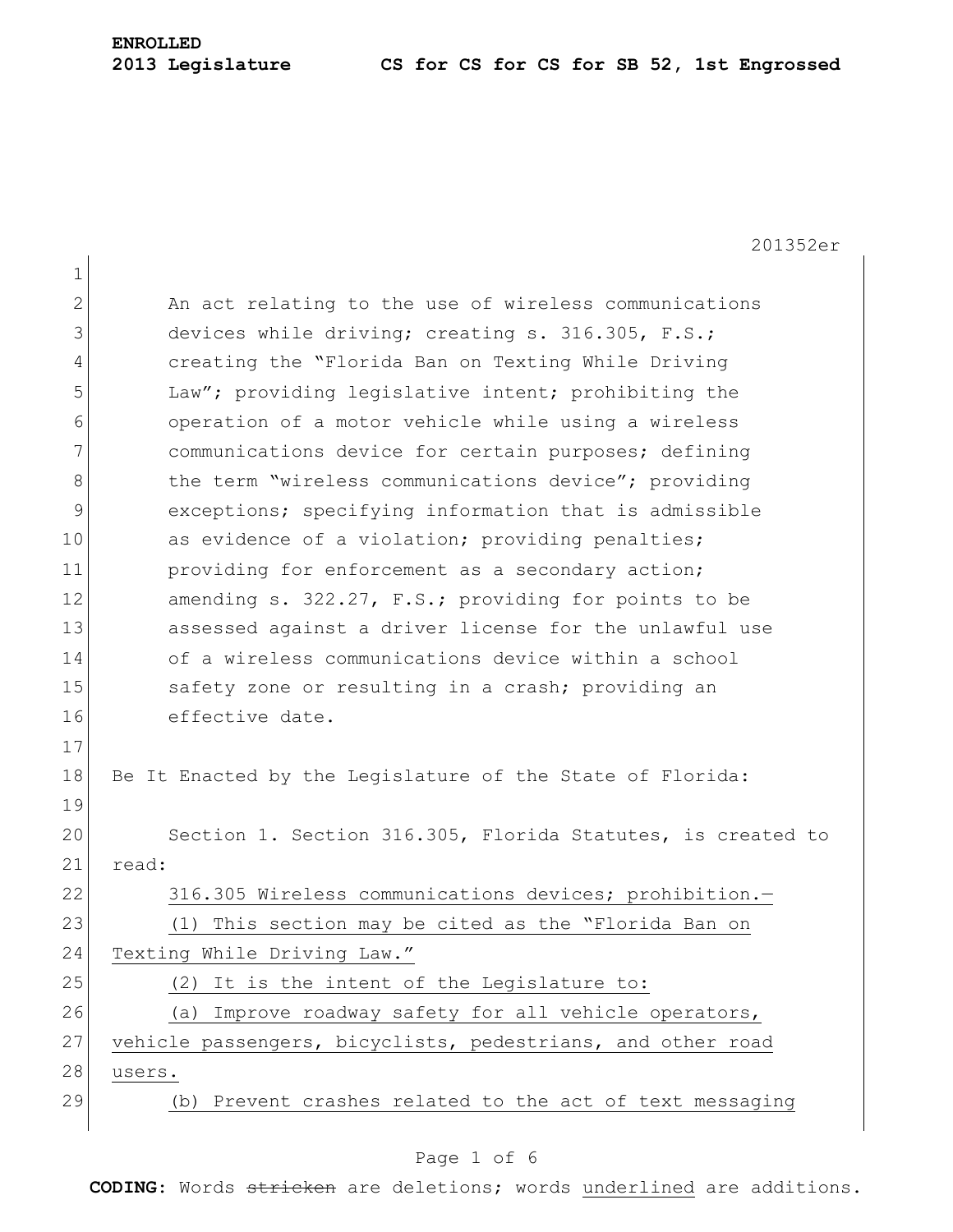**ENROLLED**
**2013 Legislature CS for CS for CS for SB 52, 1st Engrossed**

201352er

An act relating to the use of wireless communications devices while driving; creating s. 316.305, F.S.; creating the "Florida Ban on Texting While Driving Law"; providing legislative intent; prohibiting the operation of a motor vehicle while using a wireless communications device for certain purposes; defining the term "wireless communications device"; providing exceptions; specifying information that is admissible as evidence of a violation; providing penalties; providing for enforcement as a secondary action; amending s. 322.27, F.S.; providing for points to be assessed against a driver license for the unlawful use of a wireless communications device within a school safety zone or resulting in a crash; providing an effective date.

Be It Enacted by the Legislature of the State of Florida:

Section 1. Section 316.305, Florida Statutes, is created to read:

316.305 Wireless communications devices; prohibition.—

(1) This section may be cited as the "Florida Ban on Texting While Driving Law."

(2) It is the intent of the Legislature to:

(a) Improve roadway safety for all vehicle operators, vehicle passengers, bicyclists, pedestrians, and other road users.

(b) Prevent crashes related to the act of text messaging

**CODING:** Words ~~stricken~~ are deletions; words underlined are additions.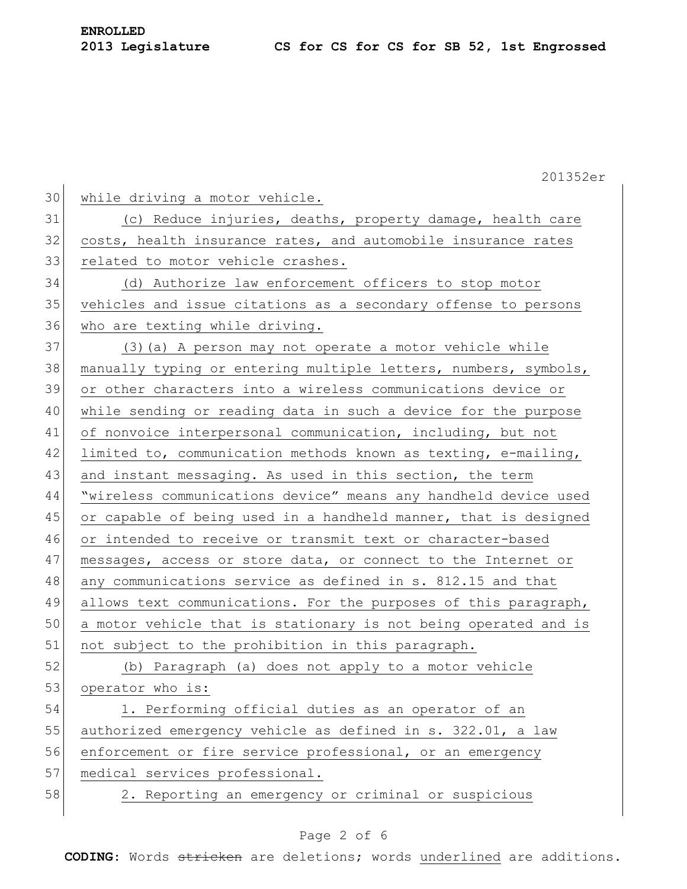while driving a motor vehicle.

(c) Reduce injuries, deaths, property damage, health care costs, health insurance rates, and automobile insurance rates related to motor vehicle crashes.

(d) Authorize law enforcement officers to stop motor vehicles and issue citations as a secondary offense to persons who are texting while driving.

(3)(a) A person may not operate a motor vehicle while manually typing or entering multiple letters, numbers, symbols, or other characters into a wireless communications device or while sending or reading data in such a device for the purpose of nonvoice interpersonal communication, including, but not limited to, communication methods known as texting, e-mailing, and instant messaging. As used in this section, the term "wireless communications device" means any handheld device used or capable of being used in a handheld manner, that is designed or intended to receive or transmit text or character-based messages, access or store data, or connect to the Internet or any communications service as defined in s. 812.15 and that allows text communications. For the purposes of this paragraph, a motor vehicle that is stationary is not being operated and is not subject to the prohibition in this paragraph.

(b) Paragraph (a) does not apply to a motor vehicle operator who is:

1. Performing official duties as an operator of an authorized emergency vehicle as defined in s. 322.01, a law enforcement or fire service professional, or an emergency medical services professional.

2. Reporting an emergency or criminal or suspicious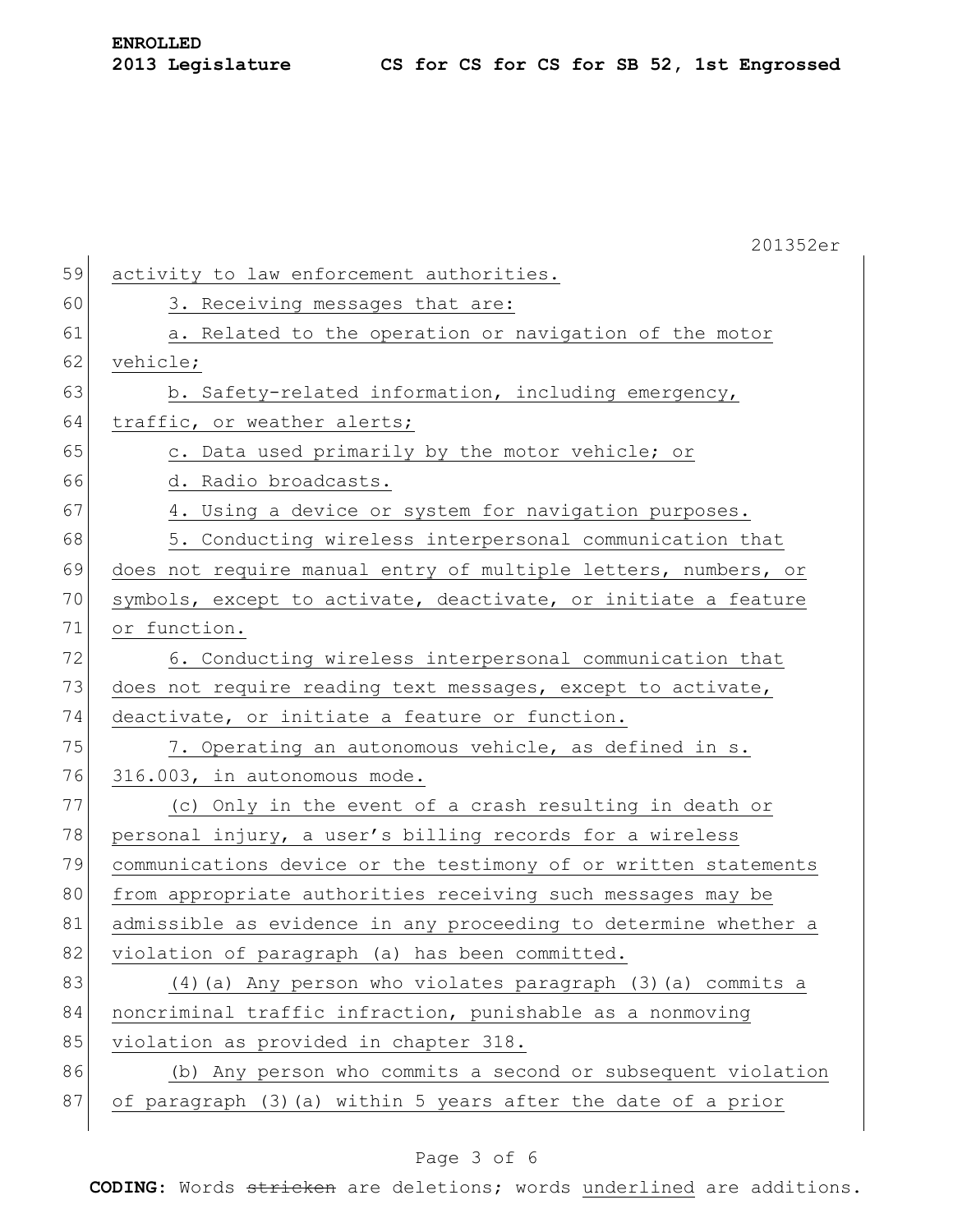activity to law enforcement authorities.

3. Receiving messages that are:

a. Related to the operation or navigation of the motor vehicle;

b. Safety-related information, including emergency, traffic, or weather alerts;

c. Data used primarily by the motor vehicle; or

d. Radio broadcasts.

4. Using a device or system for navigation purposes.

5. Conducting wireless interpersonal communication that does not require manual entry of multiple letters, numbers, or symbols, except to activate, deactivate, or initiate a feature or function.

6. Conducting wireless interpersonal communication that does not require reading text messages, except to activate, deactivate, or initiate a feature or function.

7. Operating an autonomous vehicle, as defined in s. 316.003, in autonomous mode.

(c) Only in the event of a crash resulting in death or personal injury, a user's billing records for a wireless communications device or the testimony of or written statements from appropriate authorities receiving such messages may be admissible as evidence in any proceeding to determine whether a violation of paragraph (a) has been committed.

(4)(a) Any person who violates paragraph (3)(a) commits a noncriminal traffic infraction, punishable as a nonmoving violation as provided in chapter 318.

(b) Any person who commits a second or subsequent violation of paragraph (3)(a) within 5 years after the date of a prior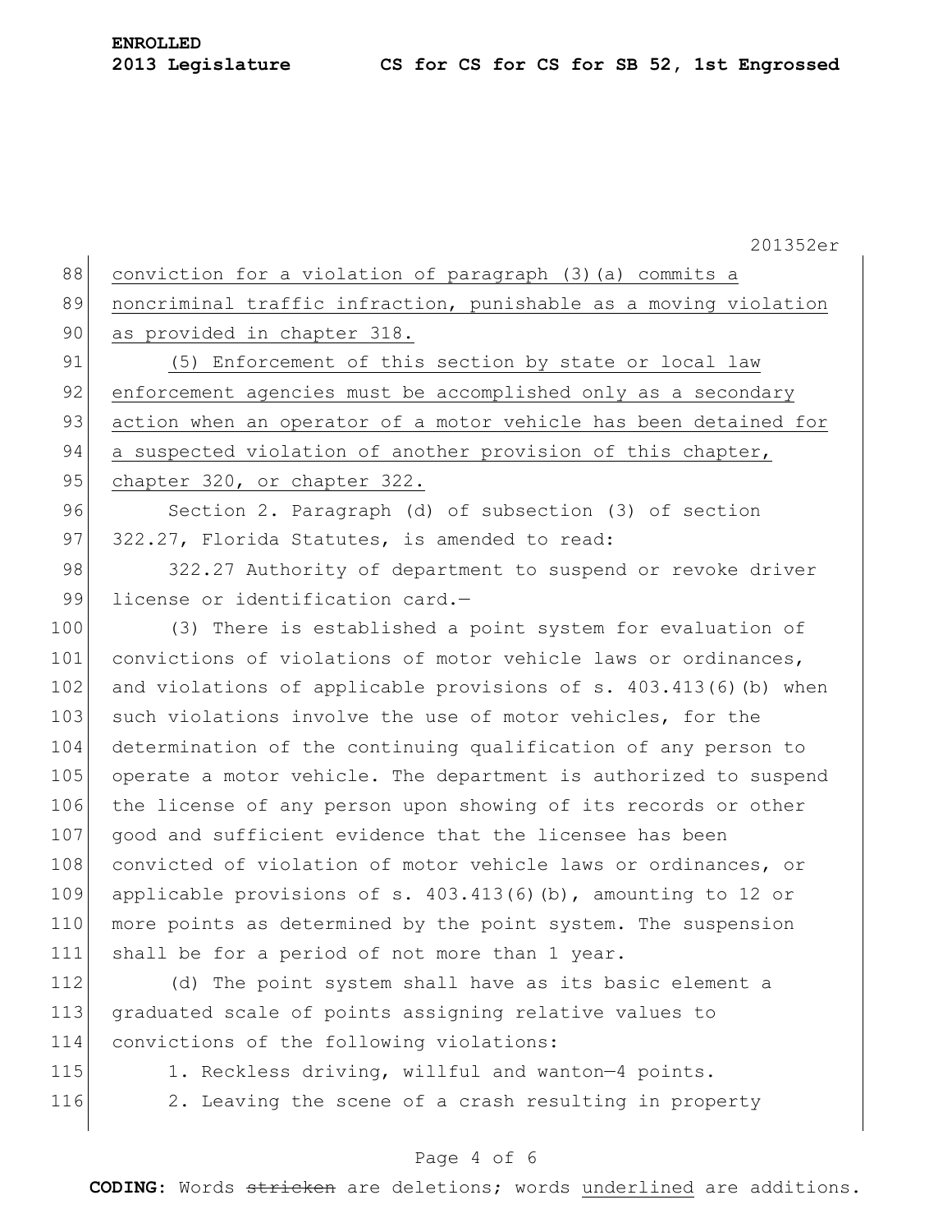conviction for a violation of paragraph (3)(a) commits a noncriminal traffic infraction, punishable as a moving violation as provided in chapter 318.

(5) Enforcement of this section by state or local law enforcement agencies must be accomplished only as a secondary action when an operator of a motor vehicle has been detained for a suspected violation of another provision of this chapter, chapter 320, or chapter 322.

Section 2. Paragraph (d) of subsection (3) of section 322.27, Florida Statutes, is amended to read:

322.27 Authority of department to suspend or revoke driver license or identification card.—

(3) There is established a point system for evaluation of convictions of violations of motor vehicle laws or ordinances, and violations of applicable provisions of s. 403.413(6)(b) when such violations involve the use of motor vehicles, for the determination of the continuing qualification of any person to operate a motor vehicle. The department is authorized to suspend the license of any person upon showing of its records or other good and sufficient evidence that the licensee has been convicted of violation of motor vehicle laws or ordinances, or applicable provisions of s. 403.413(6)(b), amounting to 12 or more points as determined by the point system. The suspension shall be for a period of not more than 1 year.

(d) The point system shall have as its basic element a graduated scale of points assigning relative values to convictions of the following violations:

1. Reckless driving, willful and wanton—4 points.

2. Leaving the scene of a crash resulting in property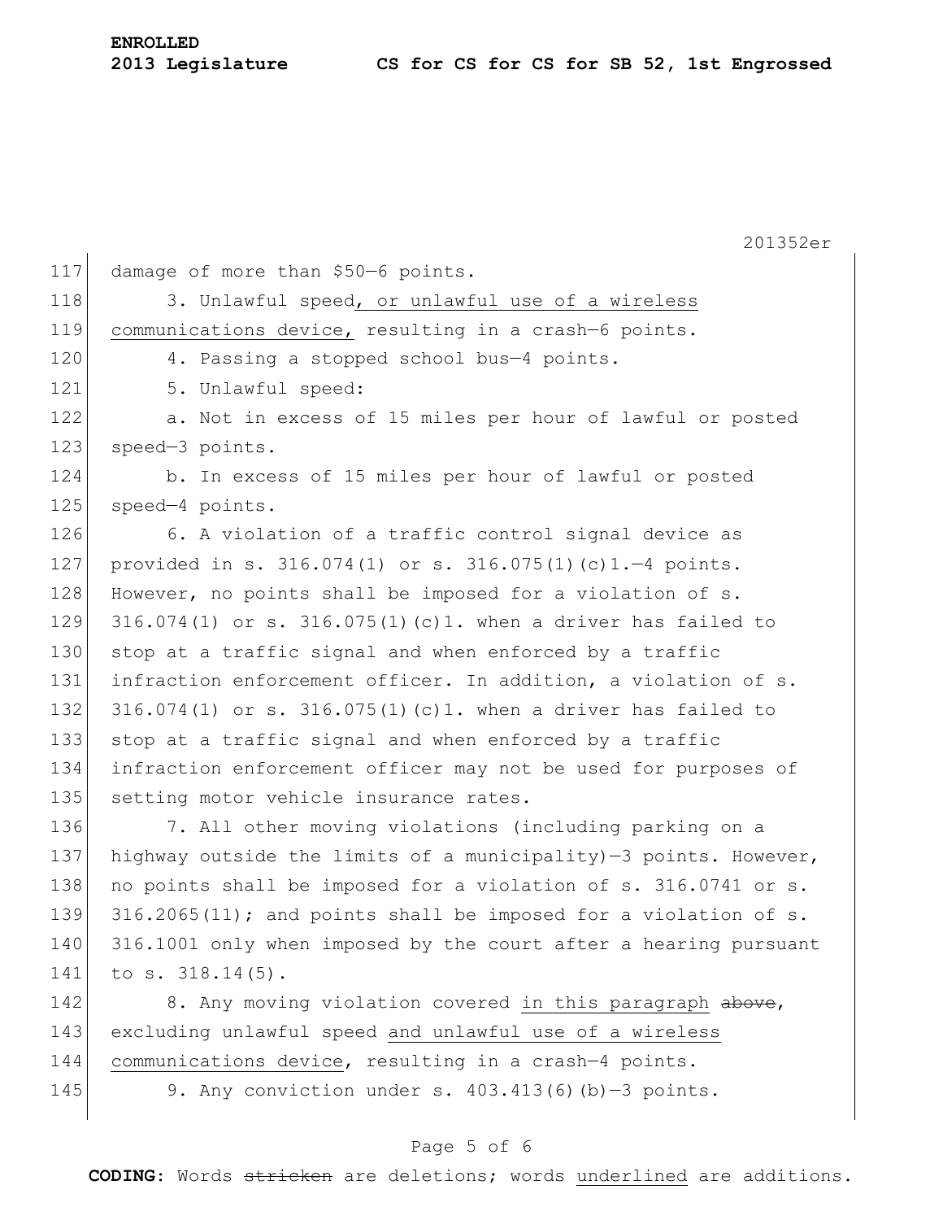damage of more than $50—6 points.

3. Unlawful speed, or unlawful use of a wireless communications device, resulting in a crash—6 points.

4. Passing a stopped school bus—4 points.

5. Unlawful speed:

a. Not in excess of 15 miles per hour of lawful or posted speed—3 points.

b. In excess of 15 miles per hour of lawful or posted speed—4 points.

6. A violation of a traffic control signal device as provided in s. 316.074(1) or s. 316.075(1)(c)1.—4 points. However, no points shall be imposed for a violation of s. 316.074(1) or s. 316.075(1)(c)1. when a driver has failed to stop at a traffic signal and when enforced by a traffic infraction enforcement officer. In addition, a violation of s. 316.074(1) or s. 316.075(1)(c)1. when a driver has failed to stop at a traffic signal and when enforced by a traffic infraction enforcement officer may not be used for purposes of setting motor vehicle insurance rates.

7. All other moving violations (including parking on a highway outside the limits of a municipality)—3 points. However, no points shall be imposed for a violation of s. 316.0741 or s. 316.2065(11); and points shall be imposed for a violation of s. 316.1001 only when imposed by the court after a hearing pursuant to s. 318.14(5).

8. Any moving violation covered in this paragraph ~~above~~, excluding unlawful speed and unlawful use of a wireless communications device, resulting in a crash—4 points.

9. Any conviction under s. 403.413(6)(b)—3 points.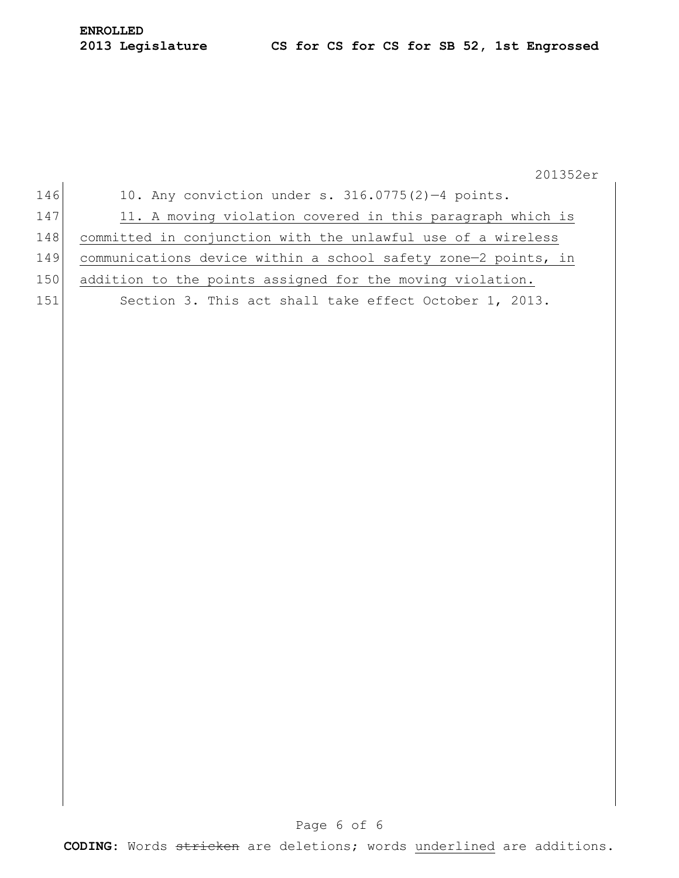10. Any conviction under s. 316.0775(2)—4 points.

11. A moving violation covered in this paragraph which is committed in conjunction with the unlawful use of a wireless communications device within a school safety zone—2 points, in addition to the points assigned for the moving violation.

Section 3. This act shall take effect October 1, 2013.